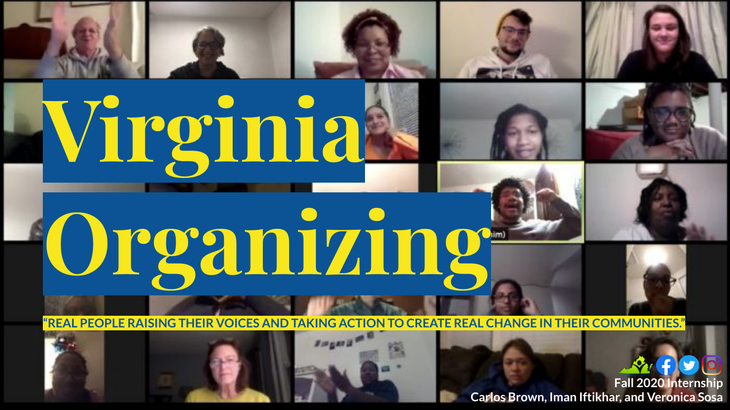# Virginia Organizing

"REAL PEOPLE RAISING THEIR VOICES AND TAKING ACTION TO CREATE REAL CHANGE IN THEIR COMMUNITIES."

Fall 2020 Internship

Carlos Brown, Iman Iftikhar, and Veronica Sosa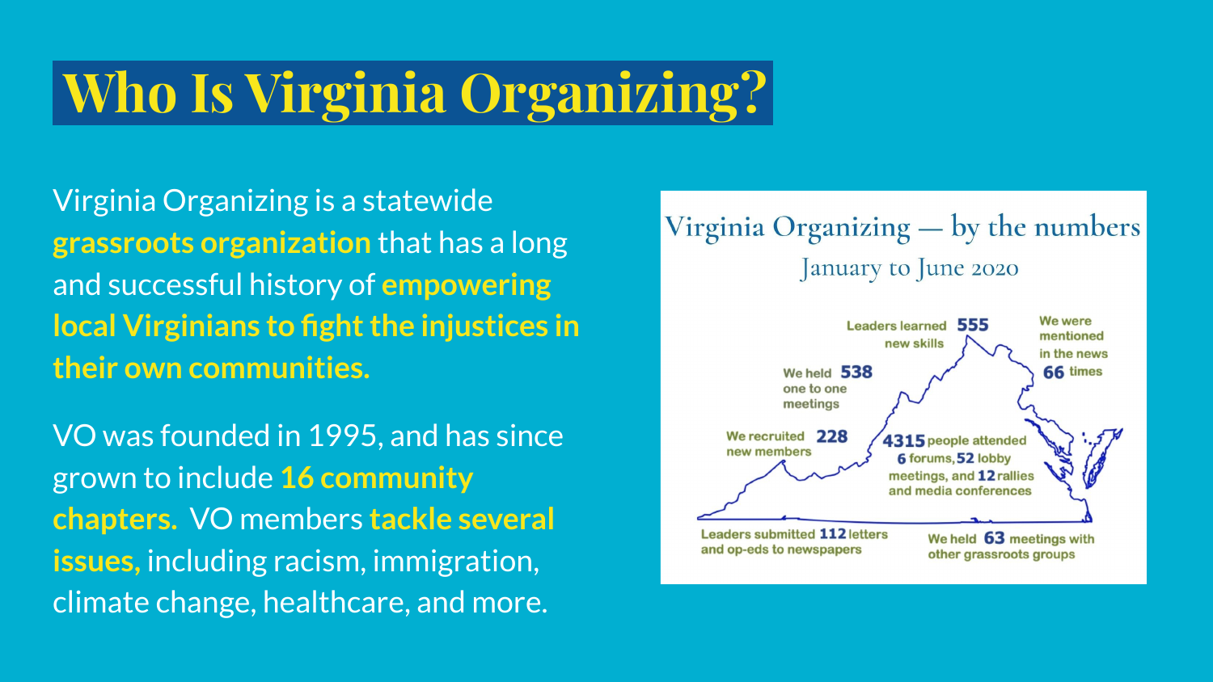# Who Is Virginia Organizing?

Virginia Organizing is a statewide **grassroots organization** that has a long and successful history of **empowering local Virginians to fight the injustices in their own communities.**

VO was founded in 1995, and has since grown to include **16 community chapters.** VO members **tackle several issues,** including racism, immigration, climate change, healthcare, and more.

## Virginia Organizing — by the numbers

January to June 2020

- Leaders learned **555** new skills
- We were mentioned in the news **66** times
- We held **538** one to one meetings
- We recruited **228** new members
- **4315** people attended **6** forums, **52** lobby meetings, and **12** rallies and media conferences
- Leaders submitted **112** letters and op-eds to newspapers
- We held **63** meetings with other grassroots groups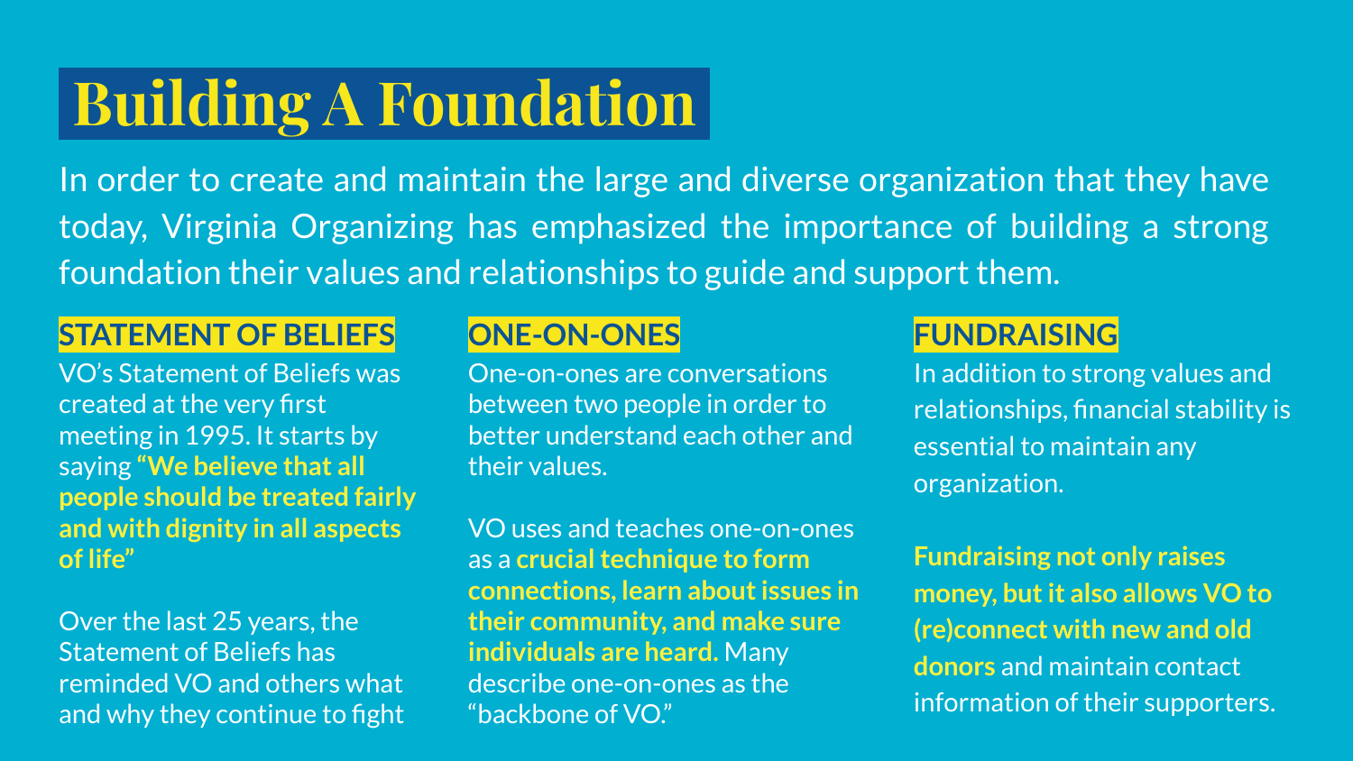# Building A Foundation

In order to create and maintain the large and diverse organization that they have today, Virginia Organizing has emphasized the importance of building a strong foundation their values and relationships to guide and support them.

## STATEMENT OF BELIEFS

VO's Statement of Beliefs was created at the very first meeting in 1995. It starts by saying **"We believe that all people should be treated fairly and with dignity in all aspects of life"**

Over the last 25 years, the Statement of Beliefs has reminded VO and others what and why they continue to fight

## ONE-ON-ONES

One-on-ones are conversations between two people in order to better understand each other and their values.

VO uses and teaches one-on-ones as a **crucial technique to form connections, learn about issues in their community, and make sure individuals are heard.** Many describe one-on-ones as the "backbone of VO."

## FUNDRAISING

In addition to strong values and relationships, financial stability is essential to maintain any organization.

**Fundraising not only raises money, but it also allows VO to (re)connect with new and old donors** and maintain contact information of their supporters.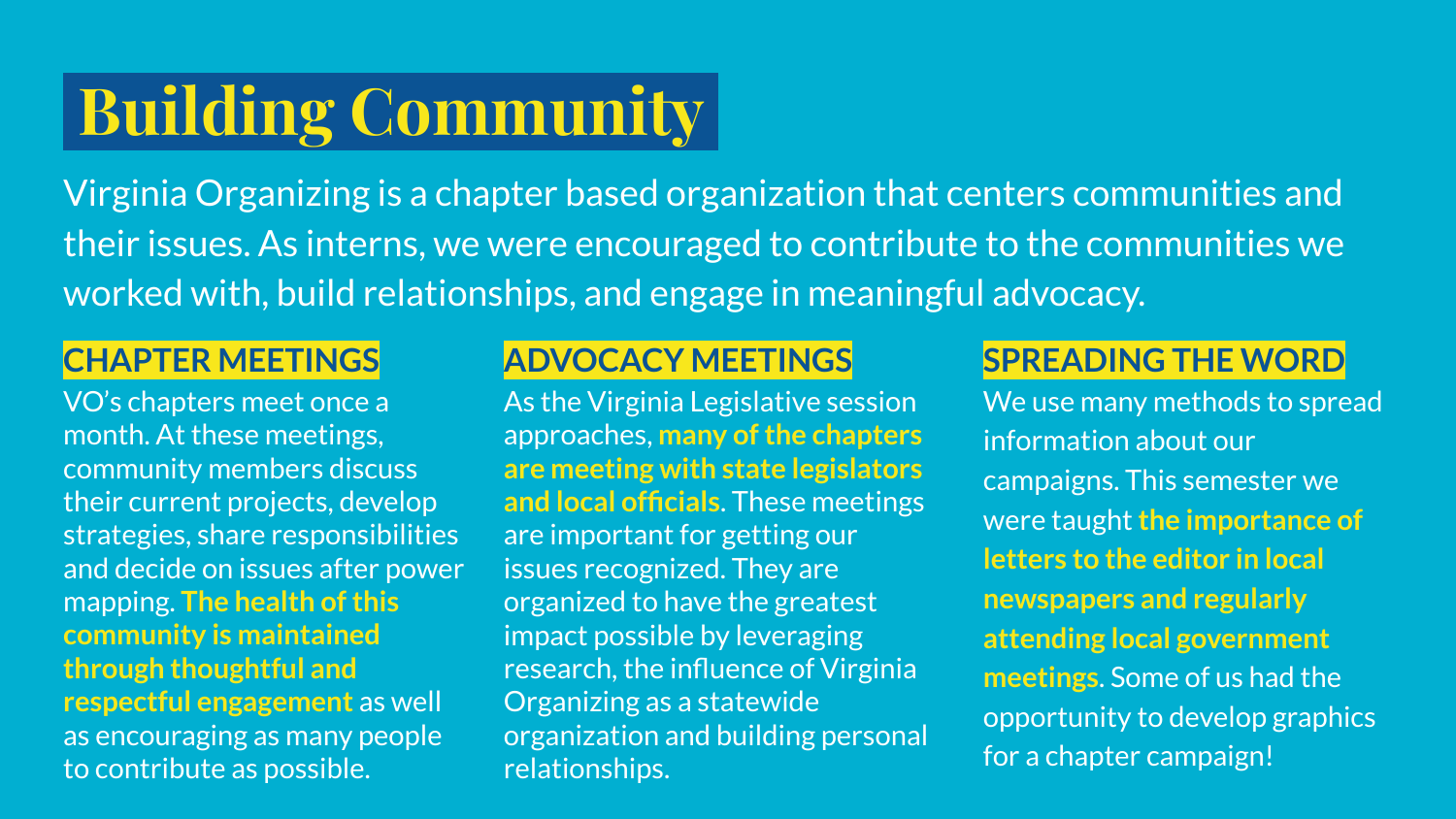# Building Community

Virginia Organizing is a chapter based organization that centers communities and their issues. As interns, we were encouraged to contribute to the communities we worked with, build relationships, and engage in meaningful advocacy.

## CHAPTER MEETINGS

VO's chapters meet once a month. At these meetings, community members discuss their current projects, develop strategies, share responsibilities and decide on issues after power mapping. **The health of this community is maintained through thoughtful and respectful engagement** as well as encouraging as many people to contribute as possible.

## ADVOCACY MEETINGS

As the Virginia Legislative session approaches, **many of the chapters are meeting with state legislators and local officials**. These meetings are important for getting our issues recognized. They are organized to have the greatest impact possible by leveraging research, the influence of Virginia Organizing as a statewide organization and building personal relationships.

## SPREADING THE WORD

We use many methods to spread information about our campaigns. This semester we were taught **the importance of letters to the editor in local newspapers and regularly attending local government meetings**. Some of us had the opportunity to develop graphics for a chapter campaign!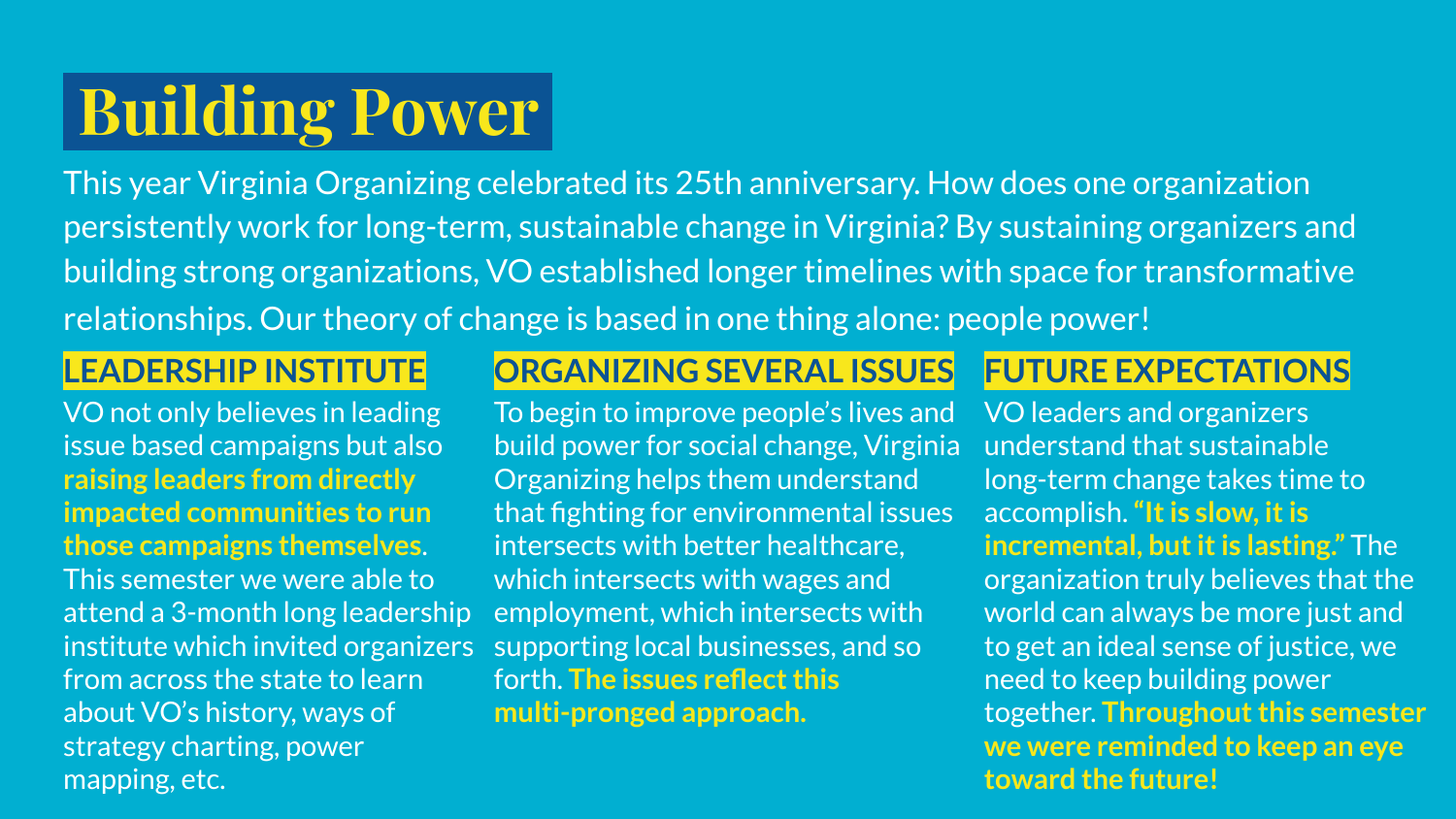# Building Power

This year Virginia Organizing celebrated its 25th anniversary. How does one organization persistently work for long-term, sustainable change in Virginia? By sustaining organizers and building strong organizations, VO established longer timelines with space for transformative relationships. Our theory of change is based in one thing alone: people power!

## LEADERSHIP INSTITUTE

VO not only believes in leading issue based campaigns but also **raising leaders from directly impacted communities to run those campaigns themselves**. This semester we were able to attend a 3-month long leadership institute which invited organizers from across the state to learn about VO's history, ways of strategy charting, power mapping, etc.

## ORGANIZING SEVERAL ISSUES

To begin to improve people's lives and build power for social change, Virginia Organizing helps them understand that fighting for environmental issues intersects with better healthcare, which intersects with wages and employment, which intersects with supporting local businesses, and so forth. **The issues reflect this multi-pronged approach.**

## FUTURE EXPECTATIONS

VO leaders and organizers understand that sustainable long-term change takes time to accomplish. **"It is slow, it is incremental, but it is lasting."** The organization truly believes that the world can always be more just and to get an ideal sense of justice, we need to keep building power together. **Throughout this semester we were reminded to keep an eye toward the future!**